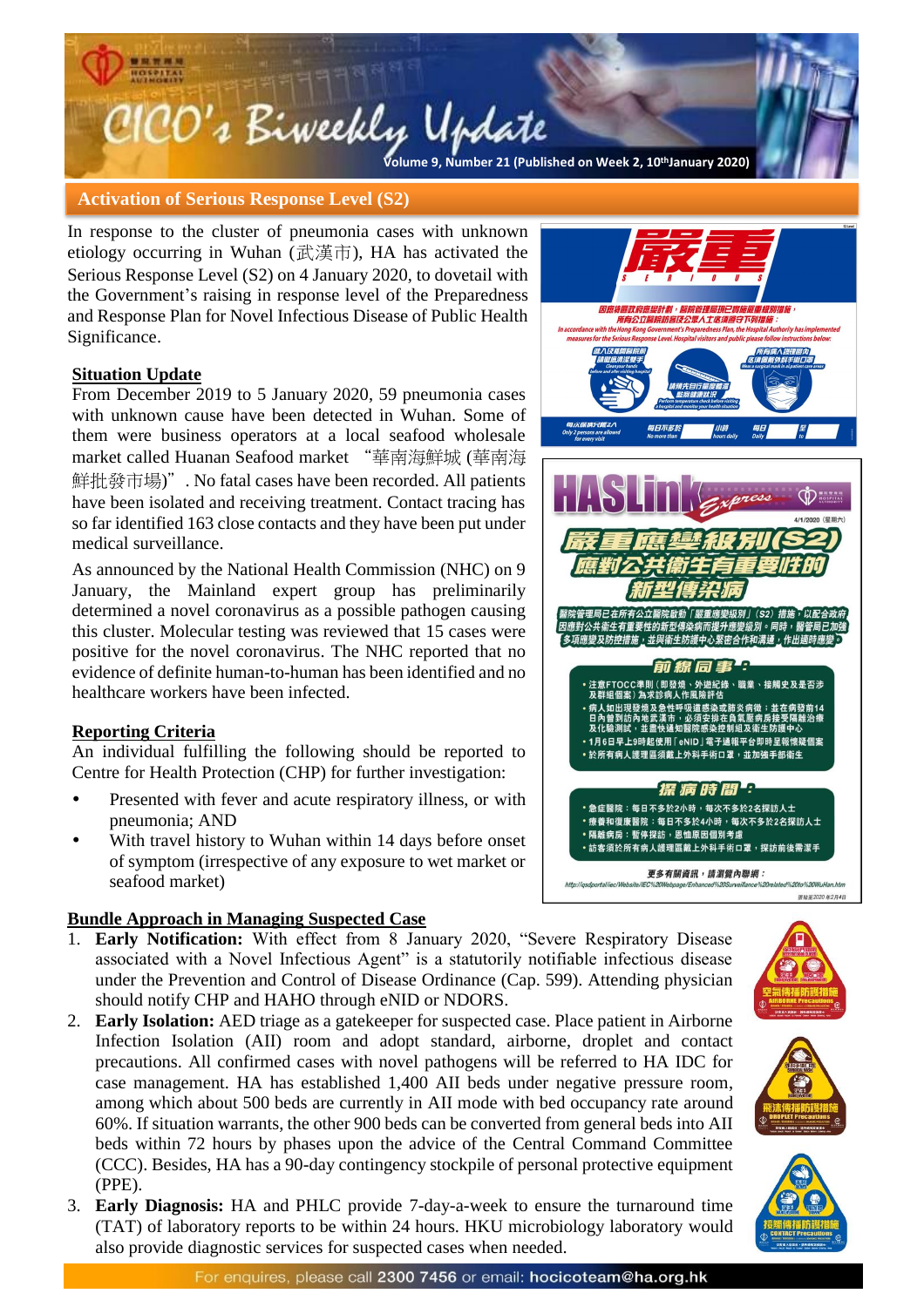# CICO's Biweekly Update

Volume 9, Number 21 (Published on Week 2, 10th January 2020)

## Activation of Serious Response Level (S2)

In response to the cluster of pneumonia cases with unknown etiology occurring in Wuhan (武漢市), HA has activated the Serious Response Level (S2) on 4 January 2020, to dovetail with the Government's raising in response level of the Preparedness and Response Plan for Novel Infectious Disease of Public Health Significance.

### Situation Update

From December 2019 to 5 January 2020, 59 pneumonia cases with unknown cause have been detected in Wuhan. Some of them were business operators at a local seafood wholesale market called Huanan Seafood market "華南海鮮城 (華南海鮮批發市場)". No fatal cases have been recorded. All patients have been isolated and receiving treatment. Contact tracing has so far identified 163 close contacts and they have been put under medical surveillance.

As announced by the National Health Commission (NHC) on 9 January, the Mainland expert group has preliminarily determined a novel coronavirus as a possible pathogen causing this cluster. Molecular testing was reviewed that 15 cases were positive for the novel coronavirus. The NHC reported that no evidence of definite human-to-human has been identified and no healthcare workers have been infected.

### Reporting Criteria

An individual fulfilling the following should be reported to Centre for Health Protection (CHP) for further investigation:

- Presented with fever and acute respiratory illness, or with pneumonia; AND
- With travel history to Wuhan within 14 days before onset of symptom (irrespective of any exposure to wet market or seafood market)

### Bundle Approach in Managing Suspected Case

1. **Early Notification:** With effect from 8 January 2020, "Severe Respiratory Disease associated with a Novel Infectious Agent" is a statutorily notifiable infectious disease under the Prevention and Control of Disease Ordinance (Cap. 599). Attending physician should notify CHP and HAHO through eNID or NDORS.
2. **Early Isolation:** AED triage as a gatekeeper for suspected case. Place patient in Airborne Infection Isolation (AII) room and adopt standard, airborne, droplet and contact precautions. All confirmed cases with novel pathogens will be referred to HA IDC for case management. HA has established 1,400 AII beds under negative pressure room, among which about 500 beds are currently in AII mode with bed occupancy rate around 60%. If situation warrants, the other 900 beds can be converted from general beds into AII beds within 72 hours by phases upon the advice of the Central Command Committee (CCC). Besides, HA has a 90-day contingency stockpile of personal protective equipment (PPE).
3. **Early Diagnosis:** HA and PHLC provide 7-day-a-week to ensure the turnaround time (TAT) of laboratory reports to be within 24 hours. HKU microbiology laboratory would also provide diagnostic services for suspected cases when needed.

For enquires, please call 2300 7456 or email: hocicoteam@ha.org.hk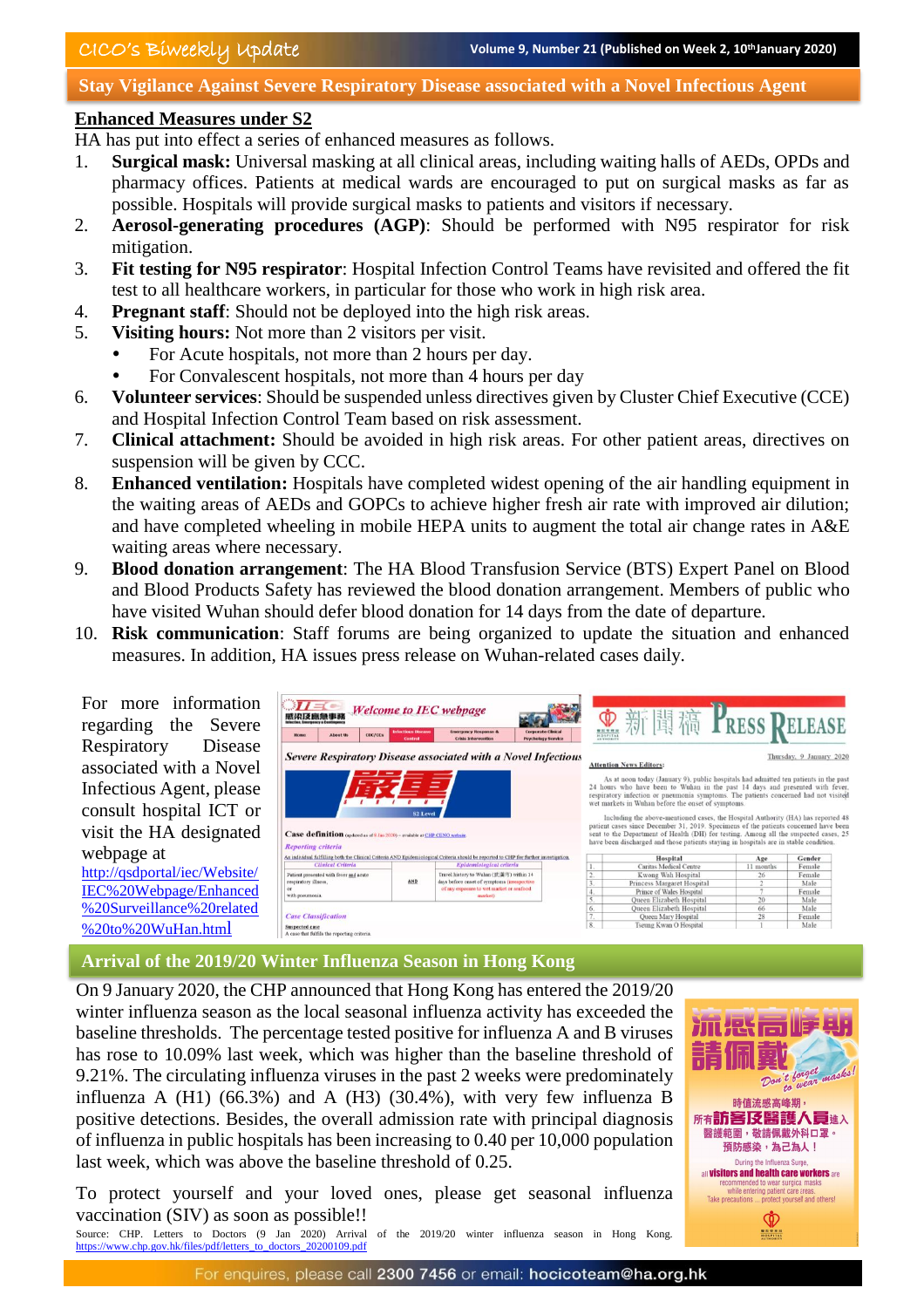## Stay Vigilance Against Severe Respiratory Disease associated with a Novel Infectious Agent

### Enhanced Measures under S2

HA has put into effect a series of enhanced measures as follows.

1. **Surgical mask:** Universal masking at all clinical areas, including waiting halls of AEDs, OPDs and pharmacy offices. Patients at medical wards are encouraged to put on surgical masks as far as possible. Hospitals will provide surgical masks to patients and visitors if necessary.
2. **Aerosol-generating procedures (AGP)**: Should be performed with N95 respirator for risk mitigation.
3. **Fit testing for N95 respirator**: Hospital Infection Control Teams have revisited and offered the fit test to all healthcare workers, in particular for those who work in high risk area.
4. **Pregnant staff**: Should not be deployed into the high risk areas.
5. **Visiting hours:** Not more than 2 visitors per visit.
   - For Acute hospitals, not more than 2 hours per day.
   - For Convalescent hospitals, not more than 4 hours per day
6. **Volunteer services**: Should be suspended unless directives given by Cluster Chief Executive (CCE) and Hospital Infection Control Team based on risk assessment.
7. **Clinical attachment:** Should be avoided in high risk areas. For other patient areas, directives on suspension will be given by CCC.
8. **Enhanced ventilation:** Hospitals have completed widest opening of the air handling equipment in the waiting areas of AEDs and GOPCs to achieve higher fresh air rate with improved air dilution; and have completed wheeling in mobile HEPA units to augment the total air change rates in A&E waiting areas where necessary.
9. **Blood donation arrangement**: The HA Blood Transfusion Service (BTS) Expert Panel on Blood and Blood Products Safety has reviewed the blood donation arrangement. Members of public who have visited Wuhan should defer blood donation for 14 days from the date of departure.
10. **Risk communication**: Staff forums are being organized to update the situation and enhanced measures. In addition, HA issues press release on Wuhan-related cases daily.

For more information regarding the Severe Respiratory Disease associated with a Novel Infectious Agent, please consult hospital ICT or visit the HA designated webpage at http://qsdportal/iec/Website/IEC%20Webpage/Enhanced%20Surveillance%20related%20to%20WuHan.html

## Arrival of the 2019/20 Winter Influenza Season in Hong Kong

On 9 January 2020, the CHP announced that Hong Kong has entered the 2019/20 winter influenza season as the local seasonal influenza activity has exceeded the baseline thresholds. The percentage tested positive for influenza A and B viruses has rose to 10.09% last week, which was higher than the baseline threshold of 9.21%. The circulating influenza viruses in the past 2 weeks were predominately influenza A (H1) (66.3%) and A (H3) (30.4%), with very few influenza B positive detections. Besides, the overall admission rate with principal diagnosis of influenza in public hospitals has been increasing to 0.40 per 10,000 population last week, which was above the baseline threshold of 0.25.

To protect yourself and your loved ones, please get seasonal influenza vaccination (SIV) as soon as possible!!

Source: CHP. Letters to Doctors (9 Jan 2020) Arrival of the 2019/20 winter influenza season in Hong Kong. https://www.chp.gov.hk/files/pdf/letters_to_doctors_20200109.pdf

For enquires, please call 2300 7456 or email: hocicoteam@ha.org.hk